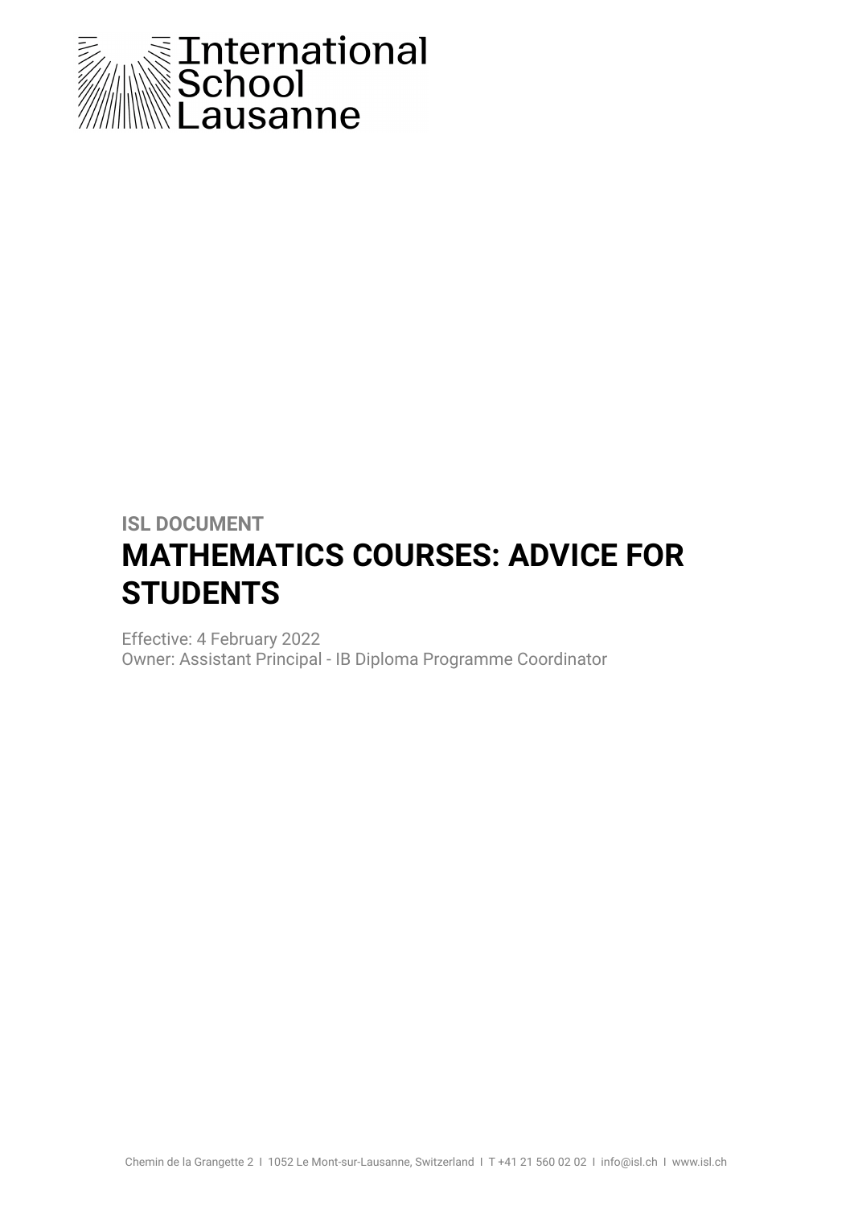International School Lausanne

ISL DOCUMENT

# MATHEMATICS COURSES: ADVICE FOR STUDENTS

Effective: 4 February 2022
Owner: Assistant Principal - IB Diploma Programme Coordinator

Chemin de la Grangette 2 I 1052 Le Mont-sur-Lausanne, Switzerland I T +41 21 560 02 02 I info@isl.ch I www.isl.ch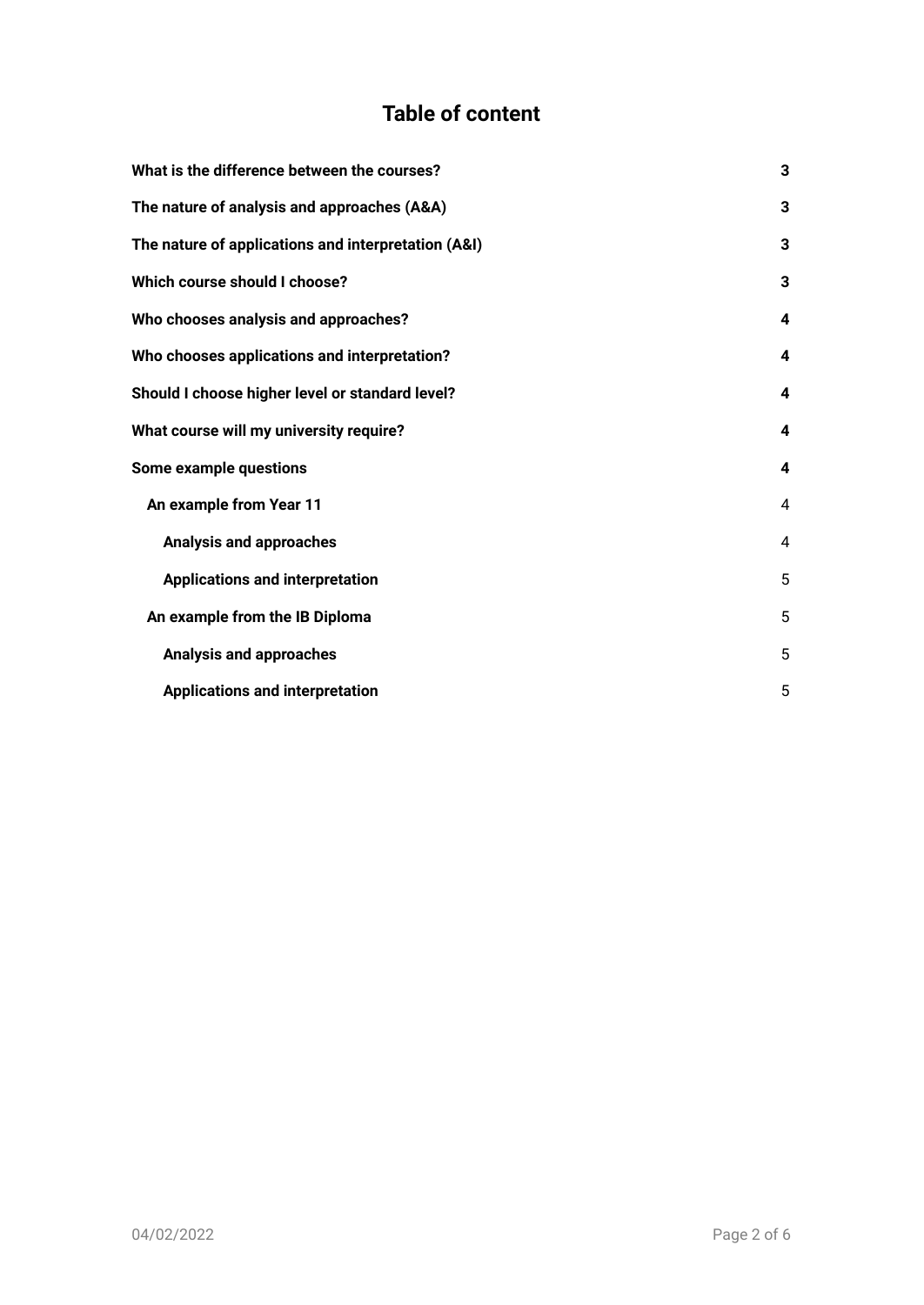# Table of content

| | |
|---|---|
| **What is the difference between the courses?** | **3** |
| **The nature of analysis and approaches (A&A)** | **3** |
| **The nature of applications and interpretation (A&I)** | **3** |
| **Which course should I choose?** | **3** |
| **Who chooses analysis and approaches?** | **4** |
| **Who chooses applications and interpretation?** | **4** |
| **Should I choose higher level or standard level?** | **4** |
| **What course will my university require?** | **4** |
| **Some example questions** | **4** |
| &nbsp;&nbsp;**An example from Year 11** | 4 |
| &nbsp;&nbsp;&nbsp;&nbsp;**Analysis and approaches** | 4 |
| &nbsp;&nbsp;&nbsp;&nbsp;**Applications and interpretation** | 5 |
| &nbsp;&nbsp;**An example from the IB Diploma** | 5 |
| &nbsp;&nbsp;&nbsp;&nbsp;**Analysis and approaches** | 5 |
| &nbsp;&nbsp;&nbsp;&nbsp;**Applications and interpretation** | 5 |

04/02/2022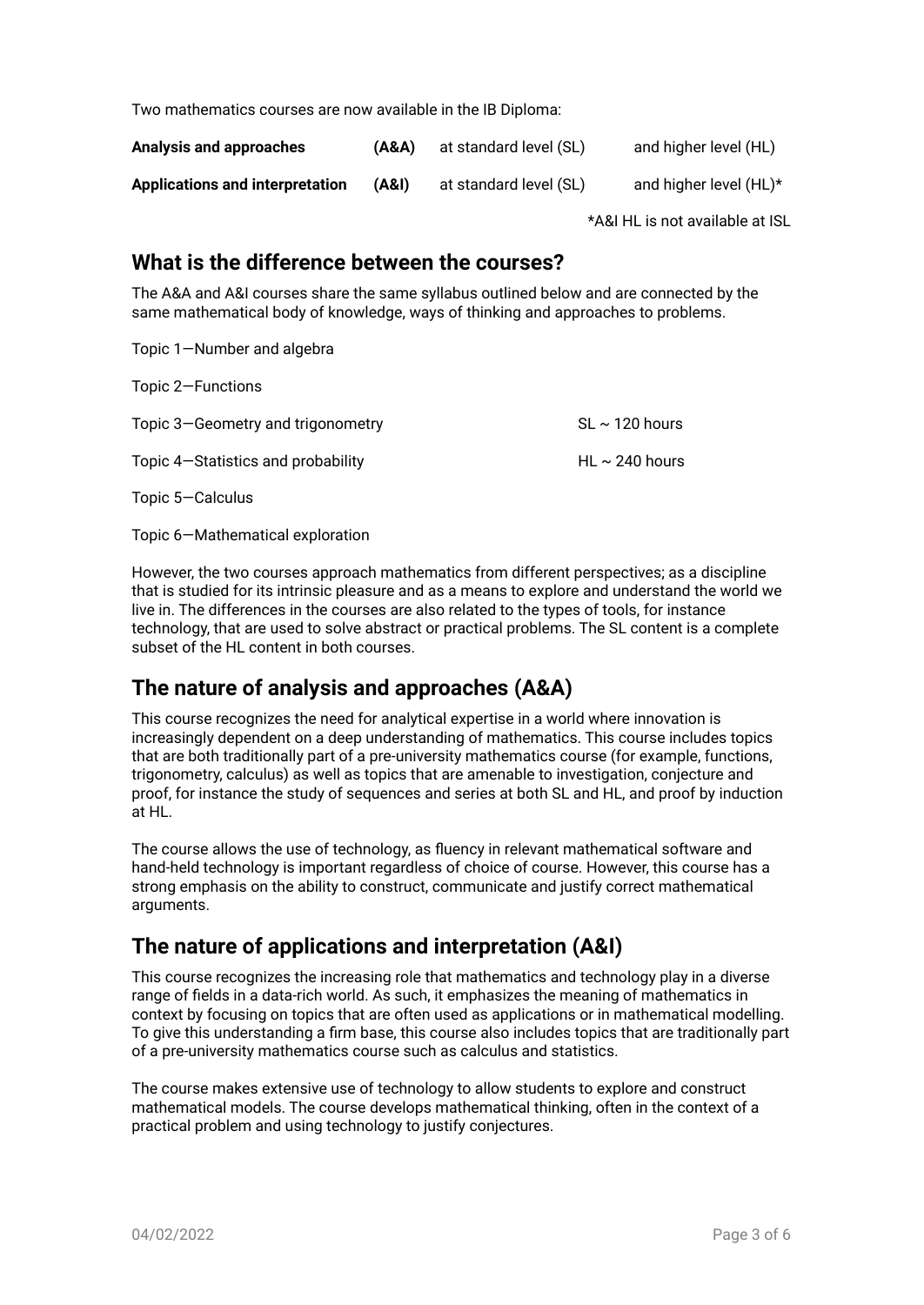Two mathematics courses are now available in the IB Diploma:

| | | | |
|---|---|---|---|
| **Analysis and approaches** | **(A&A)** | at standard level (SL) | and higher level (HL) |
| **Applications and interpretation** | **(A&I)** | at standard level (SL) | and higher level (HL)* |

*A&I HL is not available at ISL

## What is the difference between the courses?

The A&A and A&I courses share the same syllabus outlined below and are connected by the same mathematical body of knowledge, ways of thinking and approaches to problems.

| | |
|---|---|
| Topic 1—Number and algebra | |
| Topic 2—Functions | |
| Topic 3—Geometry and trigonometry | SL ~ 120 hours |
| Topic 4—Statistics and probability | HL ~ 240 hours |
| Topic 5—Calculus | |
| Topic 6—Mathematical exploration | |

However, the two courses approach mathematics from different perspectives; as a discipline that is studied for its intrinsic pleasure and as a means to explore and understand the world we live in. The differences in the courses are also related to the types of tools, for instance technology, that are used to solve abstract or practical problems. The SL content is a complete subset of the HL content in both courses.

## The nature of analysis and approaches (A&A)

This course recognizes the need for analytical expertise in a world where innovation is increasingly dependent on a deep understanding of mathematics. This course includes topics that are both traditionally part of a pre-university mathematics course (for example, functions, trigonometry, calculus) as well as topics that are amenable to investigation, conjecture and proof, for instance the study of sequences and series at both SL and HL, and proof by induction at HL.

The course allows the use of technology, as fluency in relevant mathematical software and hand-held technology is important regardless of choice of course. However, this course has a strong emphasis on the ability to construct, communicate and justify correct mathematical arguments.

## The nature of applications and interpretation (A&I)

This course recognizes the increasing role that mathematics and technology play in a diverse range of fields in a data-rich world. As such, it emphasizes the meaning of mathematics in context by focusing on topics that are often used as applications or in mathematical modelling. To give this understanding a firm base, this course also includes topics that are traditionally part of a pre-university mathematics course such as calculus and statistics.

The course makes extensive use of technology to allow students to explore and construct mathematical models. The course develops mathematical thinking, often in the context of a practical problem and using technology to justify conjectures.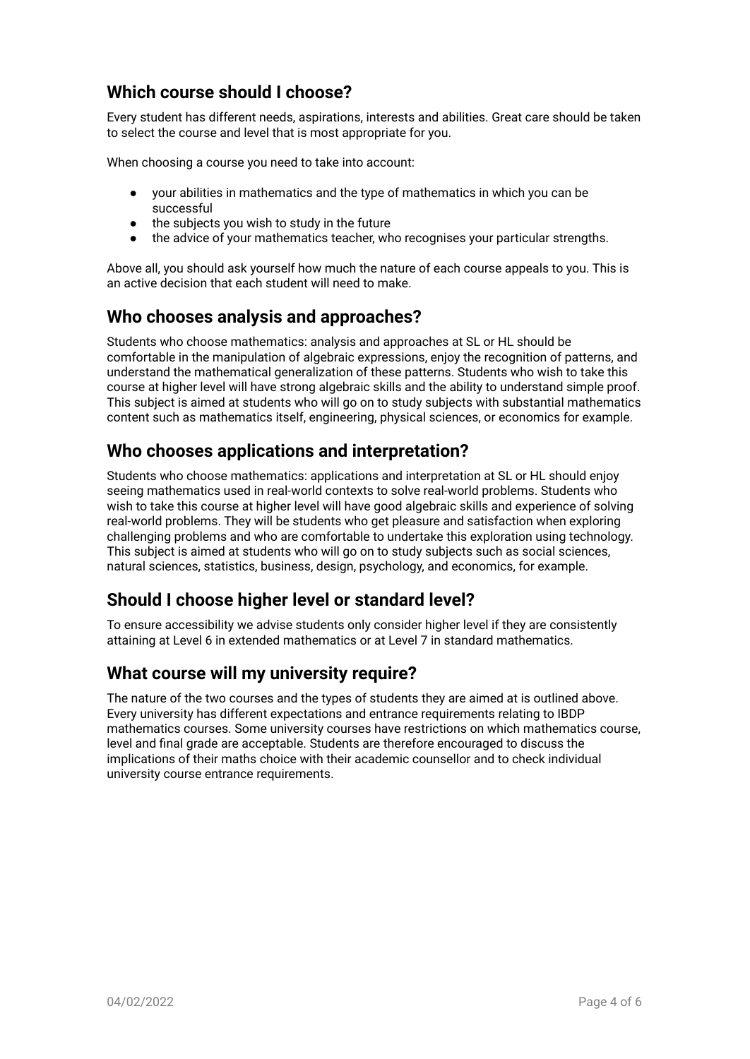## Which course should I choose?

Every student has different needs, aspirations, interests and abilities. Great care should be taken to select the course and level that is most appropriate for you.

When choosing a course you need to take into account:

- your abilities in mathematics and the type of mathematics in which you can be successful
- the subjects you wish to study in the future
- the advice of your mathematics teacher, who recognises your particular strengths.

Above all, you should ask yourself how much the nature of each course appeals to you. This is an active decision that each student will need to make.

## Who chooses analysis and approaches?

Students who choose mathematics: analysis and approaches at SL or HL should be comfortable in the manipulation of algebraic expressions, enjoy the recognition of patterns, and understand the mathematical generalization of these patterns. Students who wish to take this course at higher level will have strong algebraic skills and the ability to understand simple proof. This subject is aimed at students who will go on to study subjects with substantial mathematics content such as mathematics itself, engineering, physical sciences, or economics for example.

## Who chooses applications and interpretation?

Students who choose mathematics: applications and interpretation at SL or HL should enjoy seeing mathematics used in real-world contexts to solve real-world problems. Students who wish to take this course at higher level will have good algebraic skills and experience of solving real-world problems. They will be students who get pleasure and satisfaction when exploring challenging problems and who are comfortable to undertake this exploration using technology. This subject is aimed at students who will go on to study subjects such as social sciences, natural sciences, statistics, business, design, psychology, and economics, for example.

## Should I choose higher level or standard level?

To ensure accessibility we advise students only consider higher level if they are consistently attaining at Level 6 in extended mathematics or at Level 7 in standard mathematics.

## What course will my university require?

The nature of the two courses and the types of students they are aimed at is outlined above. Every university has different expectations and entrance requirements relating to IBDP mathematics courses. Some university courses have restrictions on which mathematics course, level and final grade are acceptable. Students are therefore encouraged to discuss the implications of their maths choice with their academic counsellor and to check individual university course entrance requirements.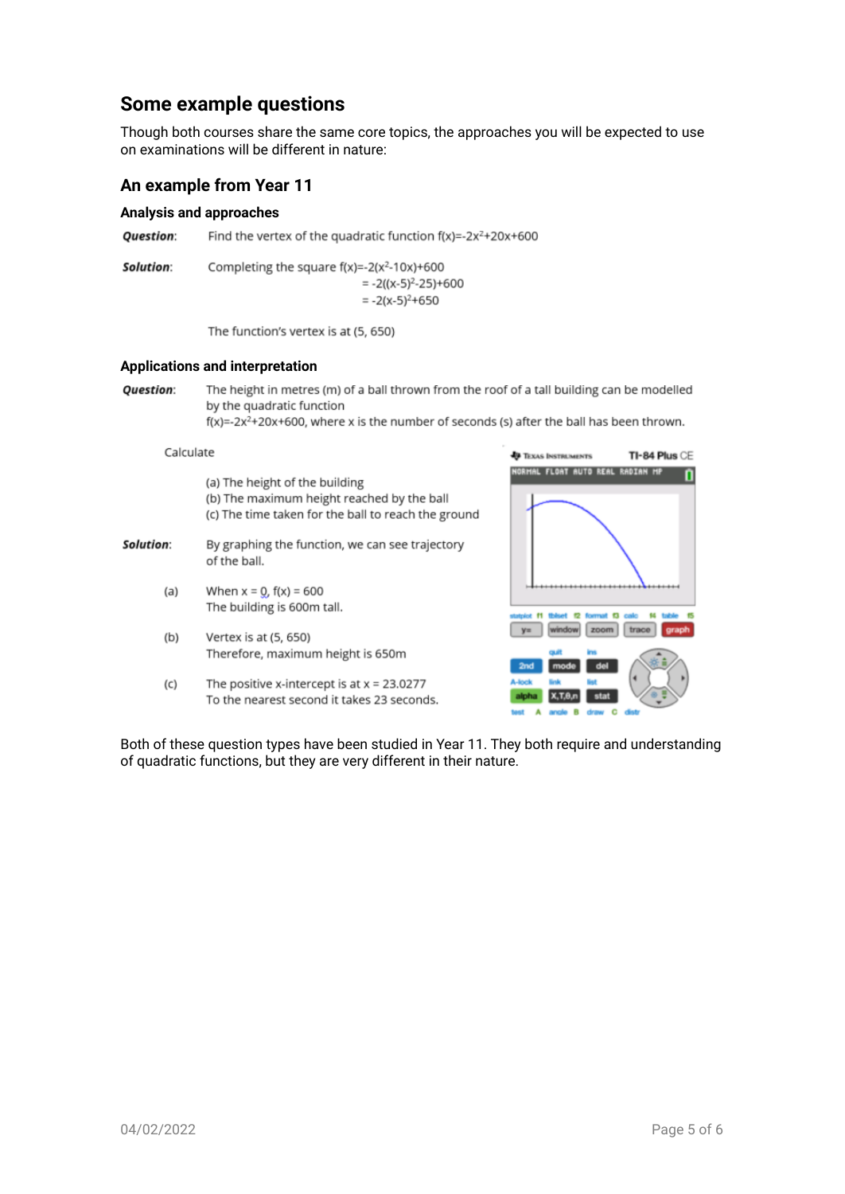## Some example questions

Though both courses share the same core topics, the approaches you will be expected to use on examinations will be different in nature:

### An example from Year 11

#### Analysis and approaches

***Question***: Find the vertex of the quadratic function $f(x)=-2x^2+20x+600$

***Solution***: Completing the square $f(x)=-2(x^2-10x)+600$

$$= -2((x-5)^2-25)+600$$

$$= -2(x-5)^2+650$$

The function's vertex is at (5, 650)

#### Applications and interpretation

***Question***: The height in metres (m) of a ball thrown from the roof of a tall building can be modelled by the quadratic function
$f(x)=-2x^2+20x+600$, where x is the number of seconds (s) after the ball has been thrown.

Calculate

(a) The height of the building
(b) The maximum height reached by the ball
(c) The time taken for the ball to reach the ground

***Solution***: By graphing the function, we can see trajectory of the ball.

(a) When x = 0, f(x) = 600
The building is 600m tall.

(b) Vertex is at (5, 650)
Therefore, maximum height is 650m

(c) The positive x-intercept is at x = 23.0277
To the nearest second it takes 23 seconds.

Both of these question types have been studied in Year 11. They both require and understanding of quadratic functions, but they are very different in their nature.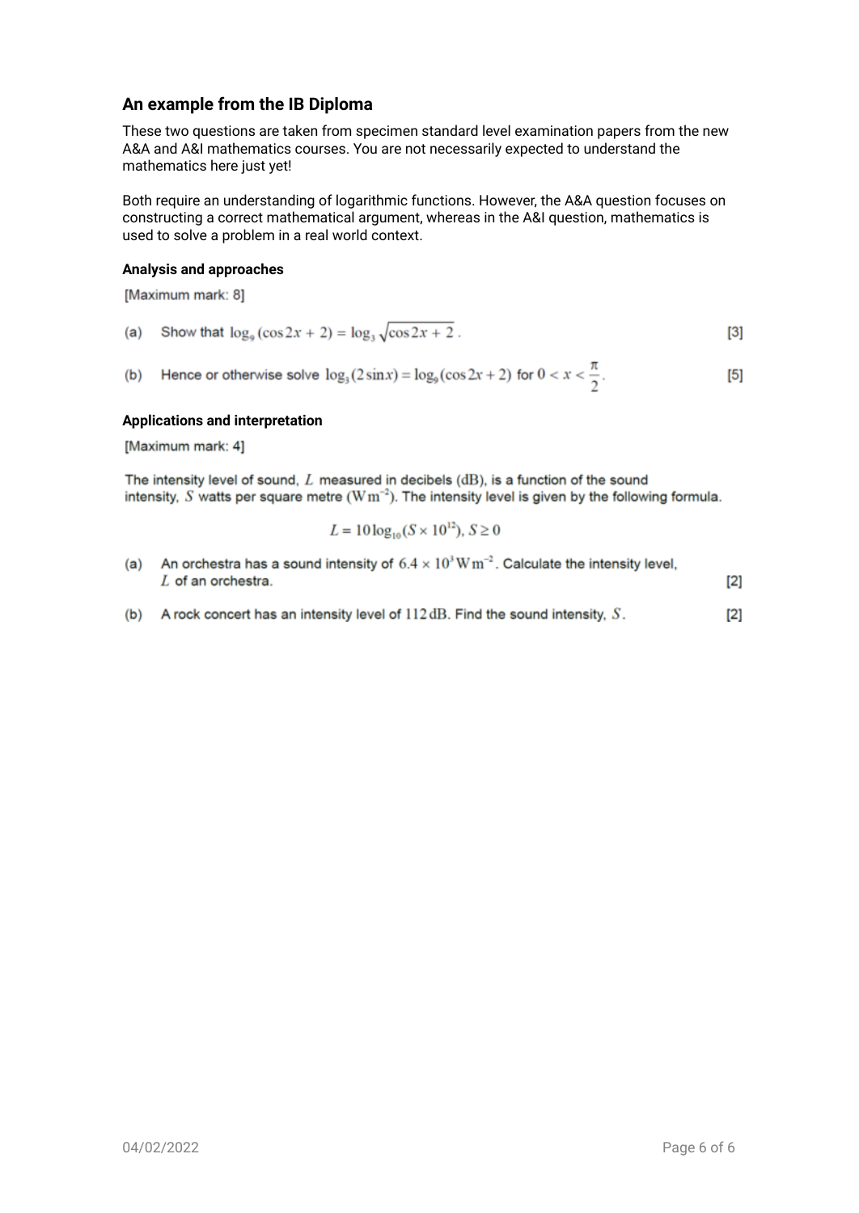## An example from the IB Diploma

These two questions are taken from specimen standard level examination papers from the new A&A and A&I mathematics courses. You are not necessarily expected to understand the mathematics here just yet!

Both require an understanding of logarithmic functions. However, the A&A question focuses on constructing a correct mathematical argument, whereas in the A&I question, mathematics is used to solve a problem in a real world context.

### Analysis and approaches

[Maximum mark: 8]

(a) Show that $\log_9(\cos 2x + 2) = \log_3 \sqrt{\cos 2x + 2}$. [3]

(b) Hence or otherwise solve $\log_3(2\sin x) = \log_9(\cos 2x + 2)$ for $0 < x < \frac{\pi}{2}$. [5]

### Applications and interpretation

[Maximum mark: 4]

The intensity level of sound, $L$ measured in decibels (dB), is a function of the sound intensity, $S$ watts per square metre ($\mathrm{W\,m^{-2}}$). The intensity level is given by the following formula.

$$L = 10\log_{10}(S \times 10^{12}),\ S \geq 0$$

(a) An orchestra has a sound intensity of $6.4 \times 10^{3}\,\mathrm{W\,m^{-2}}$. Calculate the intensity level, $L$ of an orchestra. [2]

(b) A rock concert has an intensity level of $112\,\mathrm{dB}$. Find the sound intensity, $S$. [2]